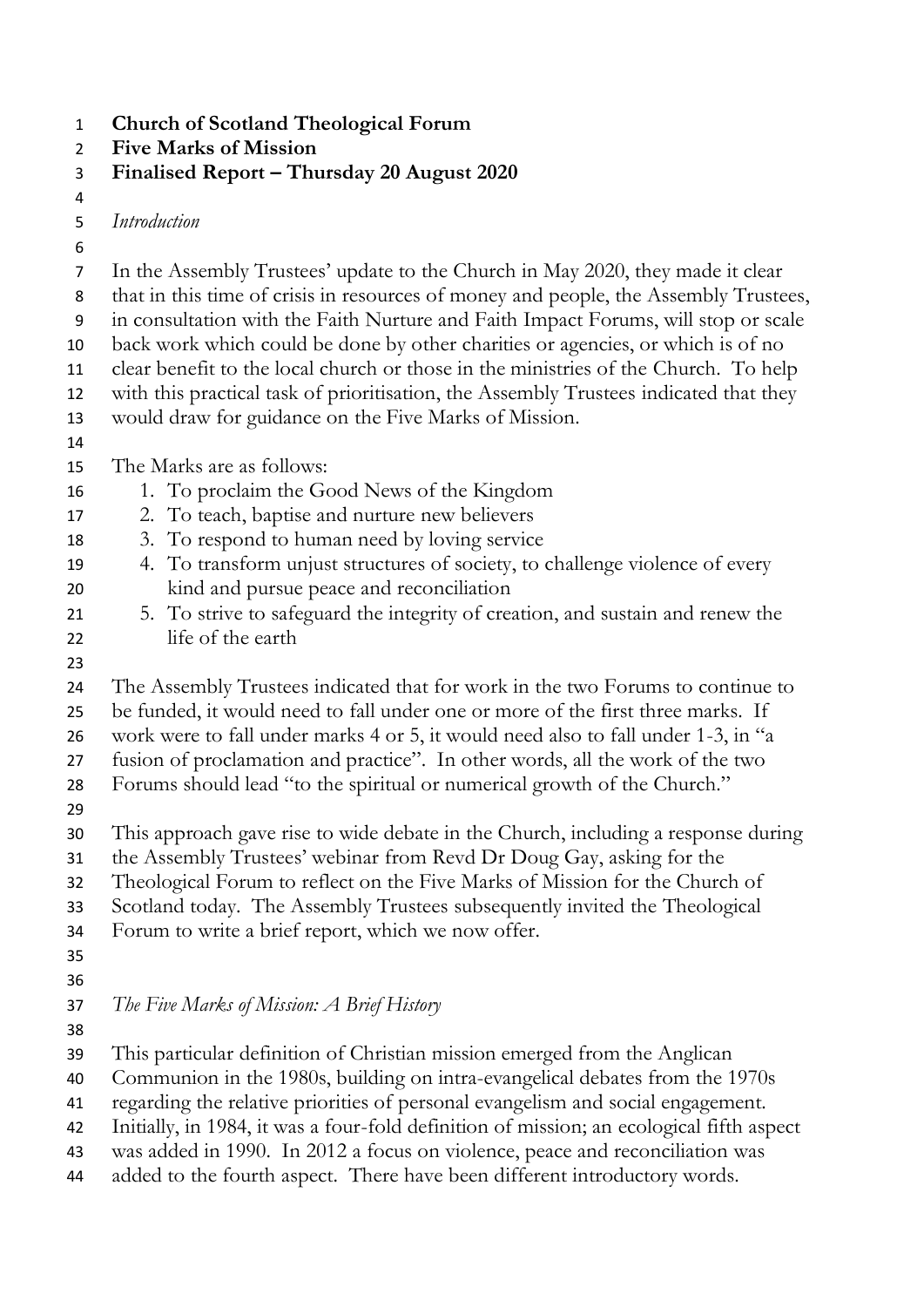**Church of Scotland Theological Forum**
**Five Marks of Mission**
**Finalised Report – Thursday 20 August 2020**

*Introduction*

In the Assembly Trustees' update to the Church in May 2020, they made it clear that in this time of crisis in resources of money and people, the Assembly Trustees, in consultation with the Faith Nurture and Faith Impact Forums, will stop or scale back work which could be done by other charities or agencies, or which is of no clear benefit to the local church or those in the ministries of the Church. To help with this practical task of prioritisation, the Assembly Trustees indicated that they would draw for guidance on the Five Marks of Mission.

The Marks are as follows:

1. To proclaim the Good News of the Kingdom
2. To teach, baptise and nurture new believers
3. To respond to human need by loving service
4. To transform unjust structures of society, to challenge violence of every kind and pursue peace and reconciliation
5. To strive to safeguard the integrity of creation, and sustain and renew the life of the earth

The Assembly Trustees indicated that for work in the two Forums to continue to be funded, it would need to fall under one or more of the first three marks. If work were to fall under marks 4 or 5, it would need also to fall under 1-3, in "a fusion of proclamation and practice". In other words, all the work of the two Forums should lead "to the spiritual or numerical growth of the Church."

This approach gave rise to wide debate in the Church, including a response during the Assembly Trustees' webinar from Revd Dr Doug Gay, asking for the Theological Forum to reflect on the Five Marks of Mission for the Church of Scotland today. The Assembly Trustees subsequently invited the Theological Forum to write a brief report, which we now offer.

*The Five Marks of Mission: A Brief History*

This particular definition of Christian mission emerged from the Anglican Communion in the 1980s, building on intra-evangelical debates from the 1970s regarding the relative priorities of personal evangelism and social engagement. Initially, in 1984, it was a four-fold definition of mission; an ecological fifth aspect was added in 1990. In 2012 a focus on violence, peace and reconciliation was added to the fourth aspect. There have been different introductory words.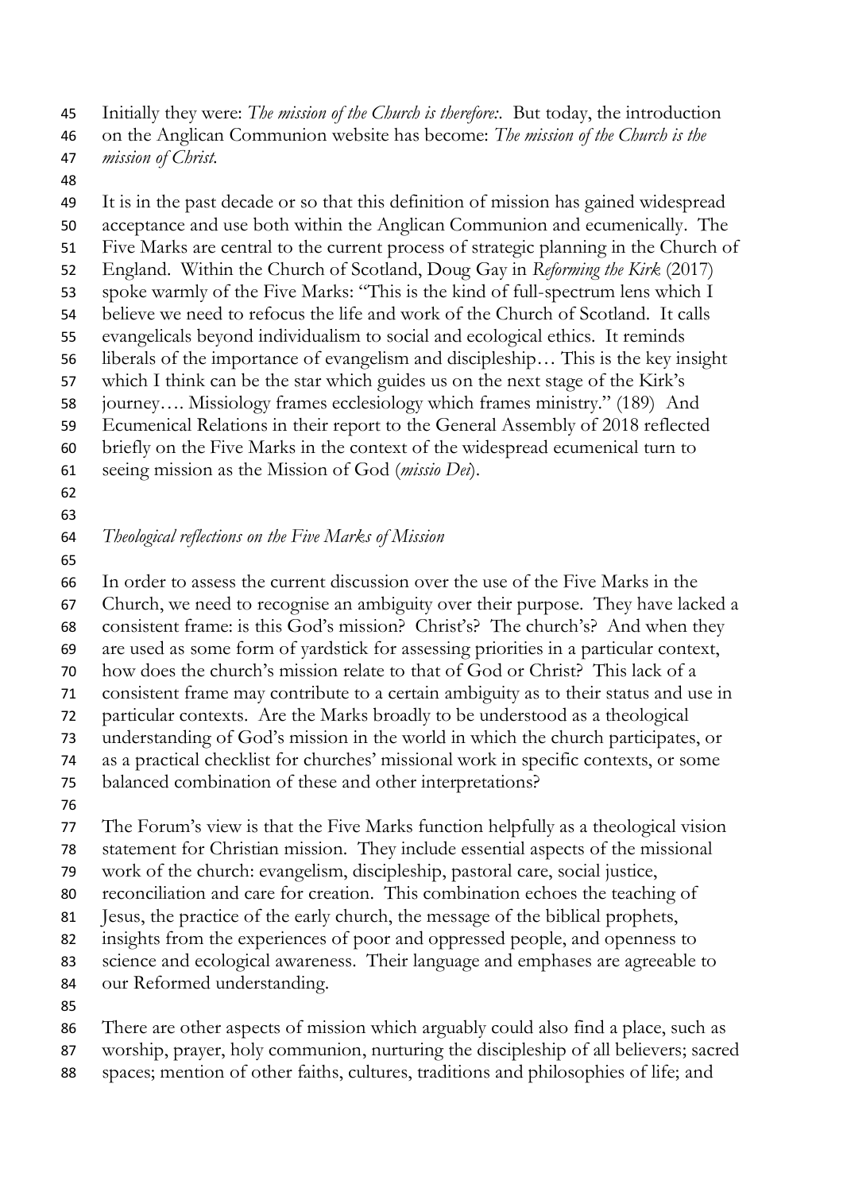Initially they were: *The mission of the Church is therefore:*. But today, the introduction on the Anglican Communion website has become: *The mission of the Church is the mission of Christ.*

It is in the past decade or so that this definition of mission has gained widespread acceptance and use both within the Anglican Communion and ecumenically. The Five Marks are central to the current process of strategic planning in the Church of England. Within the Church of Scotland, Doug Gay in *Reforming the Kirk* (2017) spoke warmly of the Five Marks: "This is the kind of full-spectrum lens which I believe we need to refocus the life and work of the Church of Scotland. It calls evangelicals beyond individualism to social and ecological ethics. It reminds liberals of the importance of evangelism and discipleship… This is the key insight which I think can be the star which guides us on the next stage of the Kirk's journey…. Missiology frames ecclesiology which frames ministry." (189) And Ecumenical Relations in their report to the General Assembly of 2018 reflected briefly on the Five Marks in the context of the widespread ecumenical turn to seeing mission as the Mission of God (*missio Dei*).

*Theological reflections on the Five Marks of Mission*

In order to assess the current discussion over the use of the Five Marks in the Church, we need to recognise an ambiguity over their purpose. They have lacked a consistent frame: is this God's mission? Christ's? The church's? And when they are used as some form of yardstick for assessing priorities in a particular context, how does the church's mission relate to that of God or Christ? This lack of a consistent frame may contribute to a certain ambiguity as to their status and use in particular contexts. Are the Marks broadly to be understood as a theological understanding of God's mission in the world in which the church participates, or as a practical checklist for churches' missional work in specific contexts, or some balanced combination of these and other interpretations?

The Forum's view is that the Five Marks function helpfully as a theological vision statement for Christian mission. They include essential aspects of the missional work of the church: evangelism, discipleship, pastoral care, social justice, reconciliation and care for creation. This combination echoes the teaching of Jesus, the practice of the early church, the message of the biblical prophets, insights from the experiences of poor and oppressed people, and openness to science and ecological awareness. Their language and emphases are agreeable to our Reformed understanding.

There are other aspects of mission which arguably could also find a place, such as worship, prayer, holy communion, nurturing the discipleship of all believers; sacred spaces; mention of other faiths, cultures, traditions and philosophies of life; and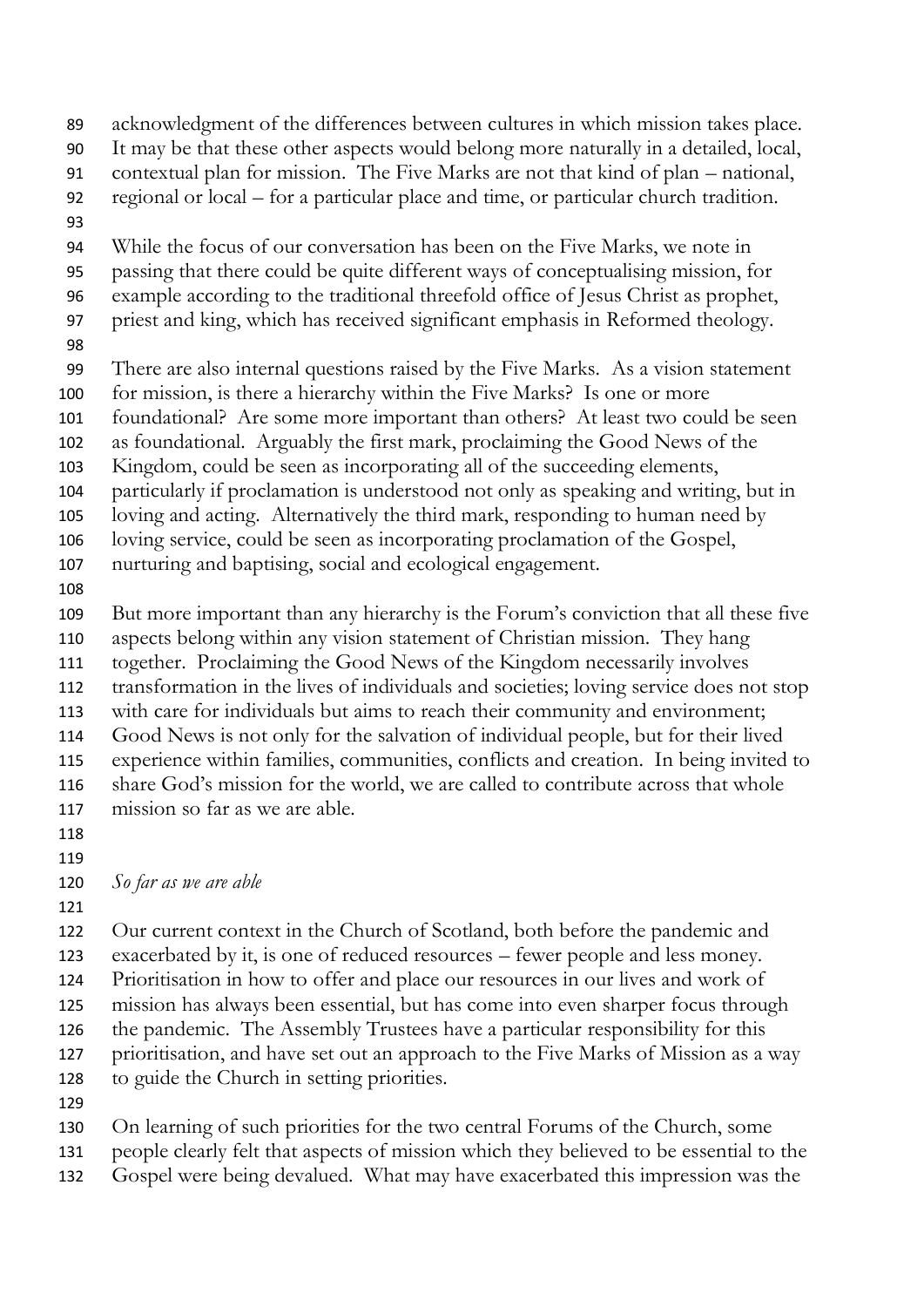acknowledgment of the differences between cultures in which mission takes place. It may be that these other aspects would belong more naturally in a detailed, local, contextual plan for mission. The Five Marks are not that kind of plan – national, regional or local – for a particular place and time, or particular church tradition.

While the focus of our conversation has been on the Five Marks, we note in passing that there could be quite different ways of conceptualising mission, for example according to the traditional threefold office of Jesus Christ as prophet, priest and king, which has received significant emphasis in Reformed theology.

There are also internal questions raised by the Five Marks. As a vision statement for mission, is there a hierarchy within the Five Marks? Is one or more foundational? Are some more important than others? At least two could be seen as foundational. Arguably the first mark, proclaiming the Good News of the Kingdom, could be seen as incorporating all of the succeeding elements, particularly if proclamation is understood not only as speaking and writing, but in loving and acting. Alternatively the third mark, responding to human need by loving service, could be seen as incorporating proclamation of the Gospel, nurturing and baptising, social and ecological engagement.

But more important than any hierarchy is the Forum's conviction that all these five aspects belong within any vision statement of Christian mission. They hang together. Proclaiming the Good News of the Kingdom necessarily involves transformation in the lives of individuals and societies; loving service does not stop with care for individuals but aims to reach their community and environment; Good News is not only for the salvation of individual people, but for their lived experience within families, communities, conflicts and creation. In being invited to share God's mission for the world, we are called to contribute across that whole mission so far as we are able.

*So far as we are able*

Our current context in the Church of Scotland, both before the pandemic and exacerbated by it, is one of reduced resources – fewer people and less money. Prioritisation in how to offer and place our resources in our lives and work of mission has always been essential, but has come into even sharper focus through the pandemic. The Assembly Trustees have a particular responsibility for this prioritisation, and have set out an approach to the Five Marks of Mission as a way to guide the Church in setting priorities.

On learning of such priorities for the two central Forums of the Church, some people clearly felt that aspects of mission which they believed to be essential to the Gospel were being devalued. What may have exacerbated this impression was the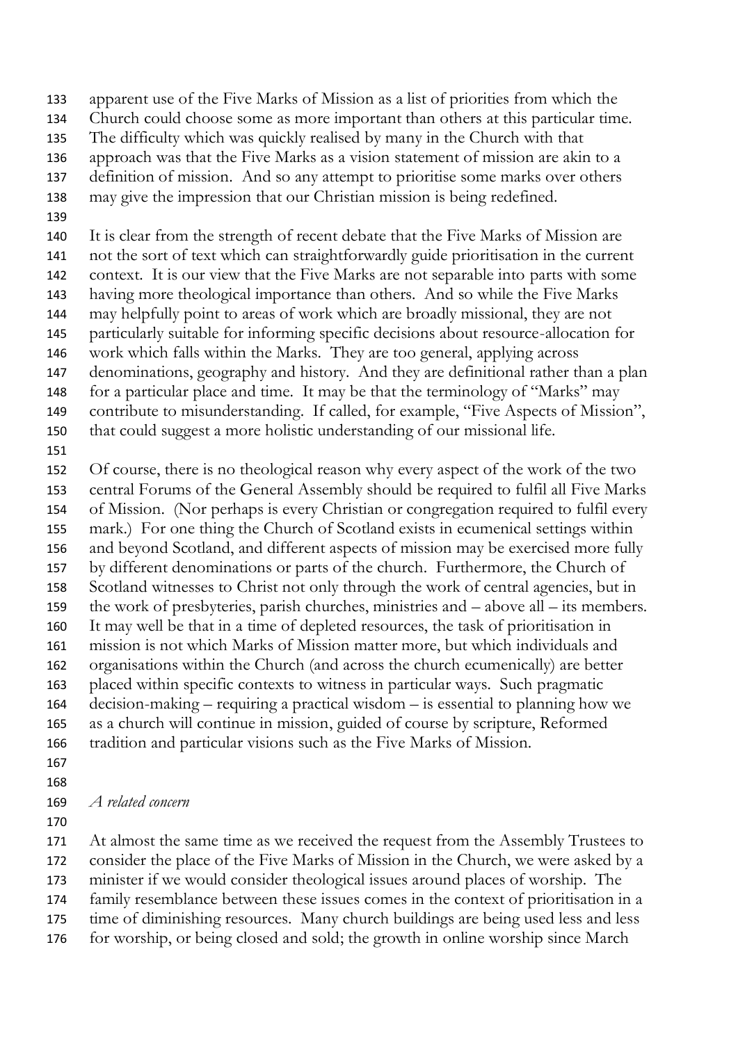apparent use of the Five Marks of Mission as a list of priorities from which the Church could choose some as more important than others at this particular time. The difficulty which was quickly realised by many in the Church with that approach was that the Five Marks as a vision statement of mission are akin to a definition of mission. And so any attempt to prioritise some marks over others may give the impression that our Christian mission is being redefined.

It is clear from the strength of recent debate that the Five Marks of Mission are not the sort of text which can straightforwardly guide prioritisation in the current context. It is our view that the Five Marks are not separable into parts with some having more theological importance than others. And so while the Five Marks may helpfully point to areas of work which are broadly missional, they are not particularly suitable for informing specific decisions about resource-allocation for work which falls within the Marks. They are too general, applying across denominations, geography and history. And they are definitional rather than a plan for a particular place and time. It may be that the terminology of "Marks" may contribute to misunderstanding. If called, for example, "Five Aspects of Mission", that could suggest a more holistic understanding of our missional life.

Of course, there is no theological reason why every aspect of the work of the two central Forums of the General Assembly should be required to fulfil all Five Marks of Mission. (Nor perhaps is every Christian or congregation required to fulfil every mark.) For one thing the Church of Scotland exists in ecumenical settings within and beyond Scotland, and different aspects of mission may be exercised more fully by different denominations or parts of the church. Furthermore, the Church of Scotland witnesses to Christ not only through the work of central agencies, but in the work of presbyteries, parish churches, ministries and – above all – its members. It may well be that in a time of depleted resources, the task of prioritisation in mission is not which Marks of Mission matter more, but which individuals and organisations within the Church (and across the church ecumenically) are better placed within specific contexts to witness in particular ways. Such pragmatic decision-making – requiring a practical wisdom – is essential to planning how we as a church will continue in mission, guided of course by scripture, Reformed tradition and particular visions such as the Five Marks of Mission.

*A related concern*

At almost the same time as we received the request from the Assembly Trustees to consider the place of the Five Marks of Mission in the Church, we were asked by a minister if we would consider theological issues around places of worship. The family resemblance between these issues comes in the context of prioritisation in a time of diminishing resources. Many church buildings are being used less and less for worship, or being closed and sold; the growth in online worship since March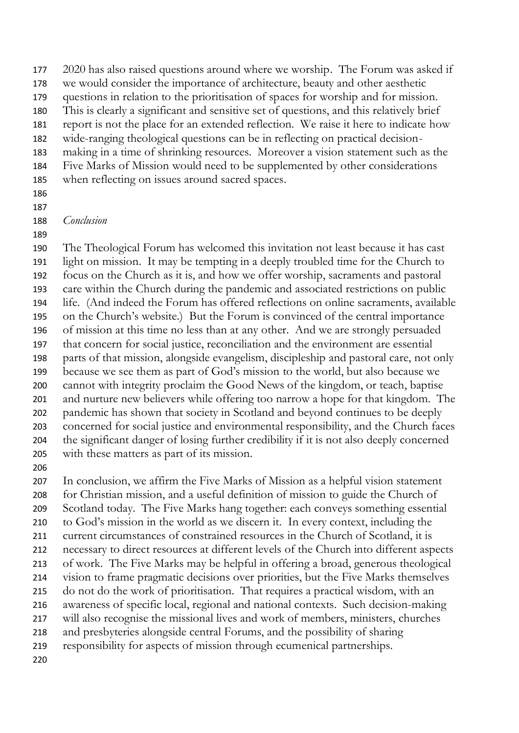2020 has also raised questions around where we worship. The Forum was asked if we would consider the importance of architecture, beauty and other aesthetic questions in relation to the prioritisation of spaces for worship and for mission. This is clearly a significant and sensitive set of questions, and this relatively brief report is not the place for an extended reflection. We raise it here to indicate how wide-ranging theological questions can be in reflecting on practical decision-making in a time of shrinking resources. Moreover a vision statement such as the Five Marks of Mission would need to be supplemented by other considerations when reflecting on issues around sacred spaces.

## *Conclusion*

The Theological Forum has welcomed this invitation not least because it has cast light on mission. It may be tempting in a deeply troubled time for the Church to focus on the Church as it is, and how we offer worship, sacraments and pastoral care within the Church during the pandemic and associated restrictions on public life. (And indeed the Forum has offered reflections on online sacraments, available on the Church's website.) But the Forum is convinced of the central importance of mission at this time no less than at any other. And we are strongly persuaded that concern for social justice, reconciliation and the environment are essential parts of that mission, alongside evangelism, discipleship and pastoral care, not only because we see them as part of God's mission to the world, but also because we cannot with integrity proclaim the Good News of the kingdom, or teach, baptise and nurture new believers while offering too narrow a hope for that kingdom. The pandemic has shown that society in Scotland and beyond continues to be deeply concerned for social justice and environmental responsibility, and the Church faces the significant danger of losing further credibility if it is not also deeply concerned with these matters as part of its mission.

In conclusion, we affirm the Five Marks of Mission as a helpful vision statement for Christian mission, and a useful definition of mission to guide the Church of Scotland today. The Five Marks hang together: each conveys something essential to God's mission in the world as we discern it. In every context, including the current circumstances of constrained resources in the Church of Scotland, it is necessary to direct resources at different levels of the Church into different aspects of work. The Five Marks may be helpful in offering a broad, generous theological vision to frame pragmatic decisions over priorities, but the Five Marks themselves do not do the work of prioritisation. That requires a practical wisdom, with an awareness of specific local, regional and national contexts. Such decision-making will also recognise the missional lives and work of members, ministers, churches and presbyteries alongside central Forums, and the possibility of sharing responsibility for aspects of mission through ecumenical partnerships.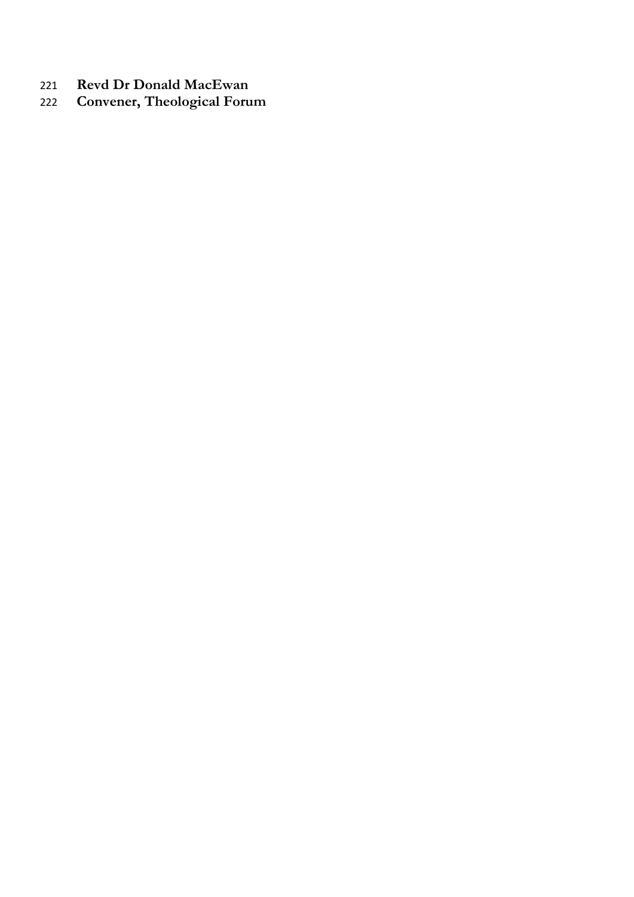**Revd Dr Donald MacEwan**
**Convener, Theological Forum**